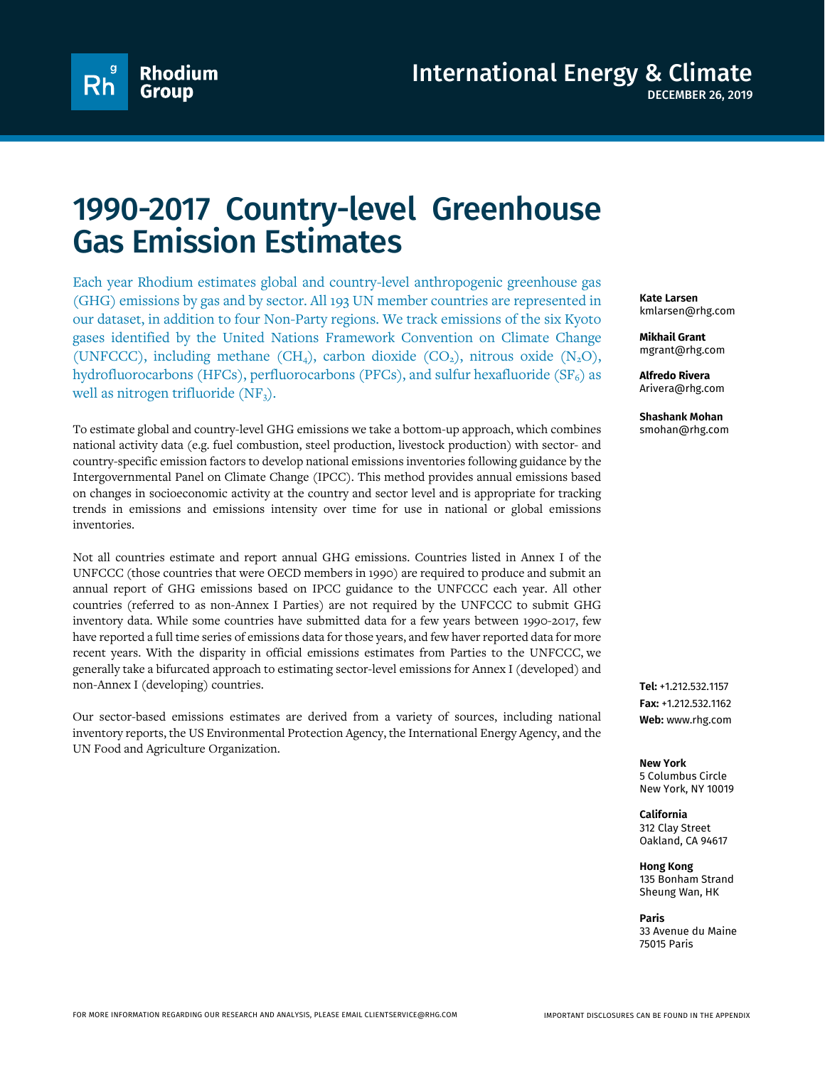Rhodium Group

# International Energy & Climate

**DECEMBER 26, 2019**

# 1990-2017 Country-level Greenhouse Gas Emission Estimates

Each year Rhodium estimates global and country-level anthropogenic greenhouse gas (GHG) emissions by gas and by sector. All 193 UN member countries are represented in our dataset, in addition to four Non-Party regions. We track emissions of the six Kyoto gases identified by the United Nations Framework Convention on Climate Change (UNFCCC), including methane ($CH_4$), carbon dioxide ($CO_2$), nitrous oxide ($N_2O$), hydrofluorocarbons (HFCs), perfluorocarbons (PFCs), and sulfur hexafluoride ($SF_6$) as well as nitrogen trifluoride ($NF_3$).

To estimate global and country-level GHG emissions we take a bottom-up approach, which combines national activity data (e.g. fuel combustion, steel production, livestock production) with sector- and country-specific emission factors to develop national emissions inventories following guidance by the Intergovernmental Panel on Climate Change (IPCC). This method provides annual emissions based on changes in socioeconomic activity at the country and sector level and is appropriate for tracking trends in emissions and emissions intensity over time for use in national or global emissions inventories.

Not all countries estimate and report annual GHG emissions. Countries listed in Annex I of the UNFCCC (those countries that were OECD members in 1990) are required to produce and submit an annual report of GHG emissions based on IPCC guidance to the UNFCCC each year. All other countries (referred to as non-Annex I Parties) are not required by the UNFCCC to submit GHG inventory data. While some countries have submitted data for a few years between 1990-2017, few have reported a full time series of emissions data for those years, and few haver reported data for more recent years. With the disparity in official emissions estimates from Parties to the UNFCCC, we generally take a bifurcated approach to estimating sector-level emissions for Annex I (developed) and non-Annex I (developing) countries.

Our sector-based emissions estimates are derived from a variety of sources, including national inventory reports, the US Environmental Protection Agency, the International Energy Agency, and the UN Food and Agriculture Organization.

**Kate Larsen**
kmlarsen@rhg.com

**Mikhail Grant**
mgrant@rhg.com

**Alfredo Rivera**
Arivera@rhg.com

**Shashank Mohan**
smohan@rhg.com

**Tel:** +1.212.532.1157
**Fax:** +1.212.532.1162
**Web:** www.rhg.com

**New York**
5 Columbus Circle
New York, NY 10019

**California**
312 Clay Street
Oakland, CA 94617

**Hong Kong**
135 Bonham Strand
Sheung Wan, HK

**Paris**
33 Avenue du Maine
75015 Paris

FOR MORE INFORMATION REGARDING OUR RESEARCH AND ANALYSIS, PLEASE EMAIL CLIENTSERVICE@RHG.COM

IMPORTANT DISCLOSURES CAN BE FOUND IN THE APPENDIX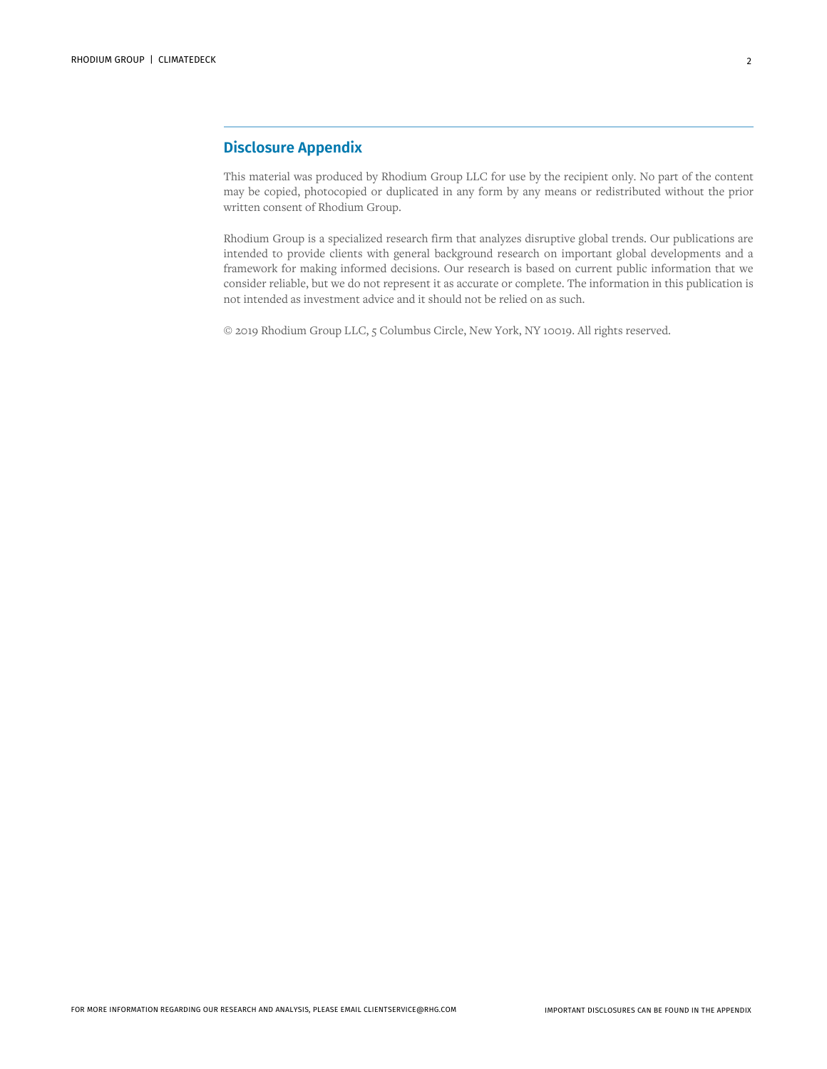## Disclosure Appendix

This material was produced by Rhodium Group LLC for use by the recipient only. No part of the content may be copied, photocopied or duplicated in any form by any means or redistributed without the prior written consent of Rhodium Group.

Rhodium Group is a specialized research firm that analyzes disruptive global trends. Our publications are intended to provide clients with general background research on important global developments and a framework for making informed decisions. Our research is based on current public information that we consider reliable, but we do not represent it as accurate or complete. The information in this publication is not intended as investment advice and it should not be relied on as such.

© 2019 Rhodium Group LLC, 5 Columbus Circle, New York, NY 10019. All rights reserved.